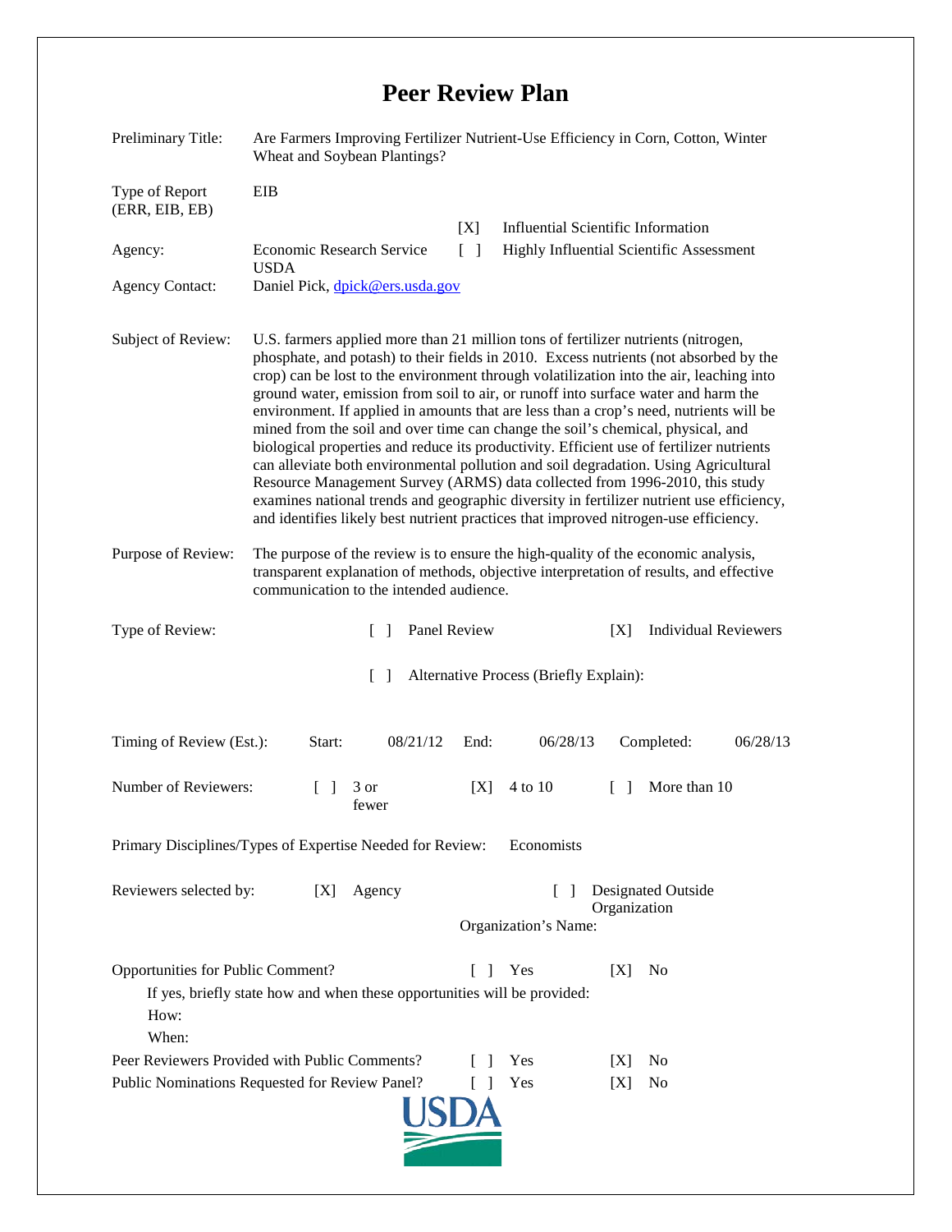# Peer Review Plan

| | |
|---|---|
| Preliminary Title: | Are Farmers Improving Fertilizer Nutrient-Use Efficiency in Corn, Cotton, Winter Wheat and Soybean Plantings? |
| Type of Report (ERR, EIB, EB) | EIB |
| | [X] Influential Scientific Information |
| Agency: | Economic Research Service USDA — [ ] Highly Influential Scientific Assessment |
| Agency Contact: | Daniel Pick, dpick@ers.usda.gov |

**Subject of Review:** U.S. farmers applied more than 21 million tons of fertilizer nutrients (nitrogen, phosphate, and potash) to their fields in 2010. Excess nutrients (not absorbed by the crop) can be lost to the environment through volatilization into the air, leaching into ground water, emission from soil to air, or runoff into surface water and harm the environment. If applied in amounts that are less than a crop's need, nutrients will be mined from the soil and over time can change the soil's chemical, physical, and biological properties and reduce its productivity. Efficient use of fertilizer nutrients can alleviate both environmental pollution and soil degradation. Using Agricultural Resource Management Survey (ARMS) data collected from 1996-2010, this study examines national trends and geographic diversity in fertilizer nutrient use efficiency, and identifies likely best nutrient practices that improved nitrogen-use efficiency.

**Purpose of Review:** The purpose of the review is to ensure the high-quality of the economic analysis, transparent explanation of methods, objective interpretation of results, and effective communication to the intended audience.

**Type of Review:** [ ] Panel Review [X] Individual Reviewers

[ ] Alternative Process (Briefly Explain):

**Timing of Review (Est.):** Start: 08/21/12 End: 06/28/13 Completed: 06/28/13

**Number of Reviewers:** [ ] 3 or fewer [X] 4 to 10 [ ] More than 10

**Primary Disciplines/Types of Expertise Needed for Review:** Economists

**Reviewers selected by:** [X] Agency [ ] Designated Outside Organization

Organization's Name:

**Opportunities for Public Comment?** [ ] Yes [X] No

If yes, briefly state how and when these opportunities will be provided:

How:

When:

**Peer Reviewers Provided with Public Comments?** [ ] Yes [X] No

**Public Nominations Requested for Review Panel?** [ ] Yes [X] No